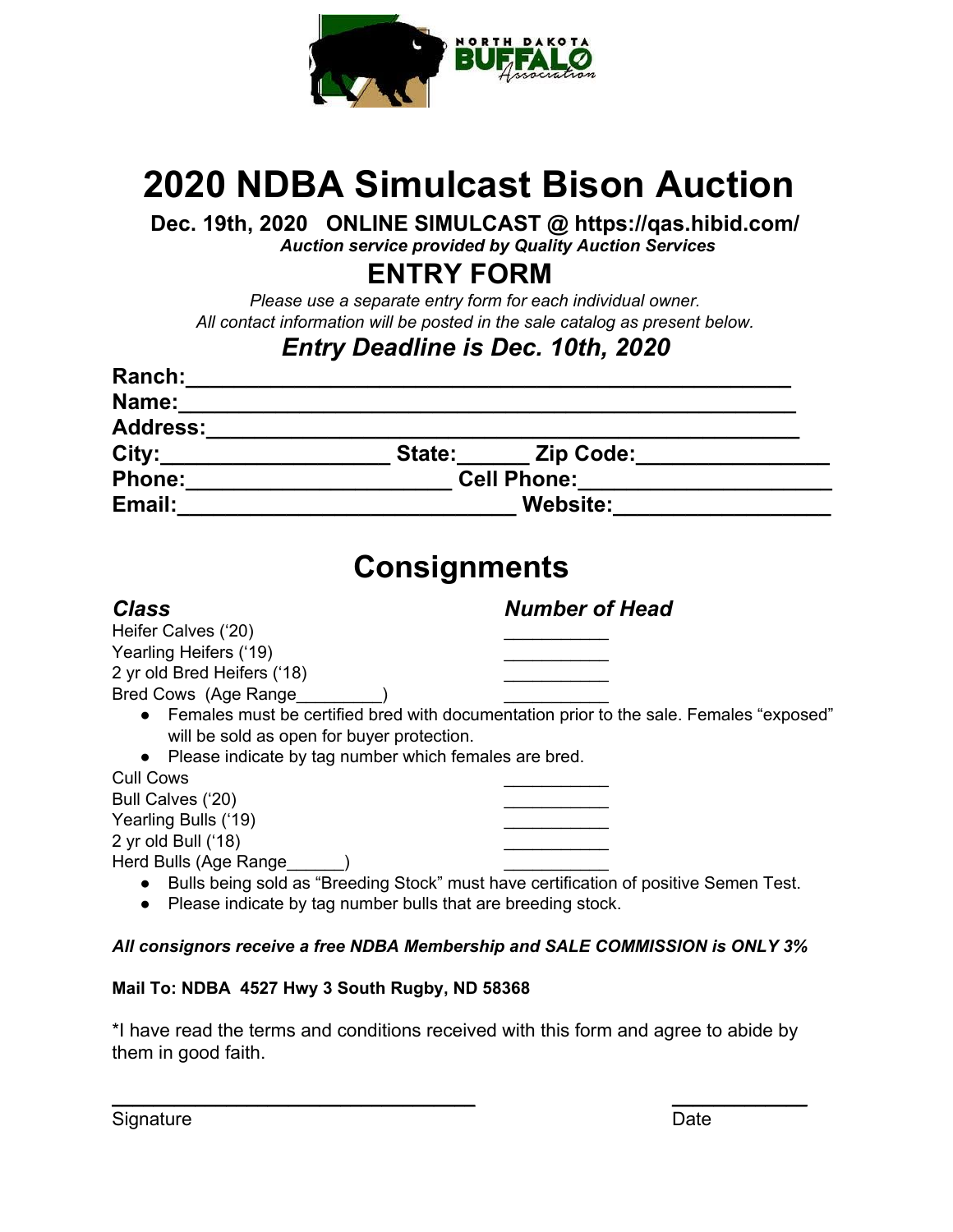NORTH DAKOTA BUFFALO Association

# 2020 NDBA Simulcast Bison Auction

**Dec. 19th, 2020 ONLINE SIMULCAST @ https://qas.hibid.com/**

***Auction service provided by Quality Auction Services***

## ENTRY FORM

*Please use a separate entry form for each individual owner.*
*All contact information will be posted in the sale catalog as present below.*

### *Entry Deadline is Dec. 10th, 2020*

**Ranch:**______________________________________________

**Name:**______________________________________________

**Address:**____________________________________________

**City:**__________________ **State:**______ **Zip Code:**_______________

**Phone:**_____________________ **Cell Phone:**____________________

**Email:**___________________________ **Website:**_________________

## Consignments

| ***Class*** | ***Number of Head*** |
|---|---|
| Heifer Calves ('20) | ___________ |
| Yearling Heifers ('19) | ___________ |
| 2 yr old Bred Heifers ('18) | ___________ |
| Bred Cows (Age Range_________) | ___________ |

- Females must be certified bred with documentation prior to the sale. Females "exposed" will be sold as open for buyer protection.
- Please indicate by tag number which females are bred.

| ***Class*** | ***Number of Head*** |
|---|---|
| Cull Cows | ___________ |
| Bull Calves ('20) | ___________ |
| Yearling Bulls ('19) | ___________ |
| 2 yr old Bull ('18) | ___________ |
| Herd Bulls (Age Range______) | ___________ |

- Bulls being sold as "Breeding Stock" must have certification of positive Semen Test.
- Please indicate by tag number bulls that are breeding stock.

***All consignors receive a free NDBA Membership and SALE COMMISSION is ONLY 3%***

**Mail To: NDBA 4527 Hwy 3 South Rugby, ND 58368**

*I have read the terms and conditions received with this form and agree to abide by them in good faith.

_________________________________ &nbsp;&nbsp;&nbsp;&nbsp;&nbsp;&nbsp;&nbsp;&nbsp; ____________

Signature &nbsp;&nbsp;&nbsp;&nbsp;&nbsp;&nbsp;&nbsp;&nbsp;&nbsp;&nbsp;&nbsp;&nbsp;&nbsp;&nbsp;&nbsp;&nbsp;&nbsp;&nbsp;&nbsp;&nbsp;&nbsp;&nbsp;&nbsp;&nbsp;&nbsp;&nbsp;&nbsp;&nbsp;&nbsp;&nbsp;&nbsp;&nbsp; Date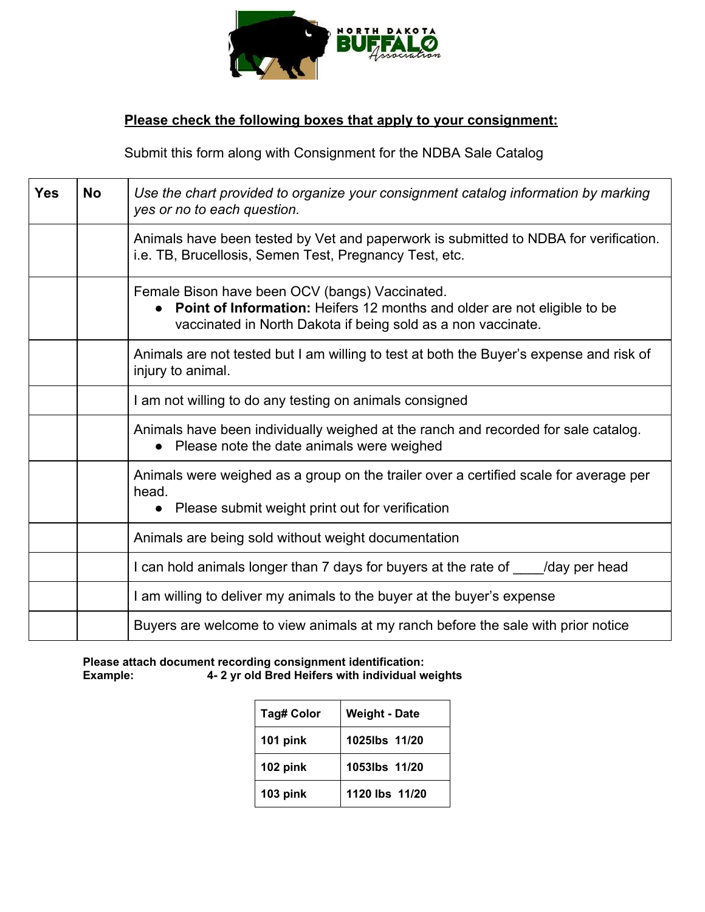NORTH DAKOTA BUFFALO Association

**Please check the following boxes that apply to your consignment:**

Submit this form along with Consignment for the NDBA Sale Catalog

| Yes | No | *Use the chart provided to organize your consignment catalog information by marking yes or no to each question.* |
|---|---|---|
| | | Animals have been tested by Vet and paperwork is submitted to NDBA for verification. i.e. TB, Brucellosis, Semen Test, Pregnancy Test, etc. |
| | | Female Bison have been OCV (bangs) Vaccinated.<br>● **Point of Information:** Heifers 12 months and older are not eligible to be vaccinated in North Dakota if being sold as a non vaccinate. |
| | | Animals are not tested but I am willing to test at both the Buyer's expense and risk of injury to animal. |
| | | I am not willing to do any testing on animals consigned |
| | | Animals have been individually weighed at the ranch and recorded for sale catalog.<br>● Please note the date animals were weighed |
| | | Animals were weighed as a group on the trailer over a certified scale for average per head.<br>● Please submit weight print out for verification |
| | | Animals are being sold without weight documentation |
| | | I can hold animals longer than 7 days for buyers at the rate of ____/day per head |
| | | I am willing to deliver my animals to the buyer at the buyer's expense |
| | | Buyers are welcome to view animals at my ranch before the sale with prior notice |

**Please attach document recording consignment identification:**
**Example: 4- 2 yr old Bred Heifers with individual weights**

| Tag# Color | Weight - Date |
|---|---|
| **101 pink** | **1025lbs 11/20** |
| **102 pink** | **1053lbs 11/20** |
| **103 pink** | **1120 lbs 11/20** |